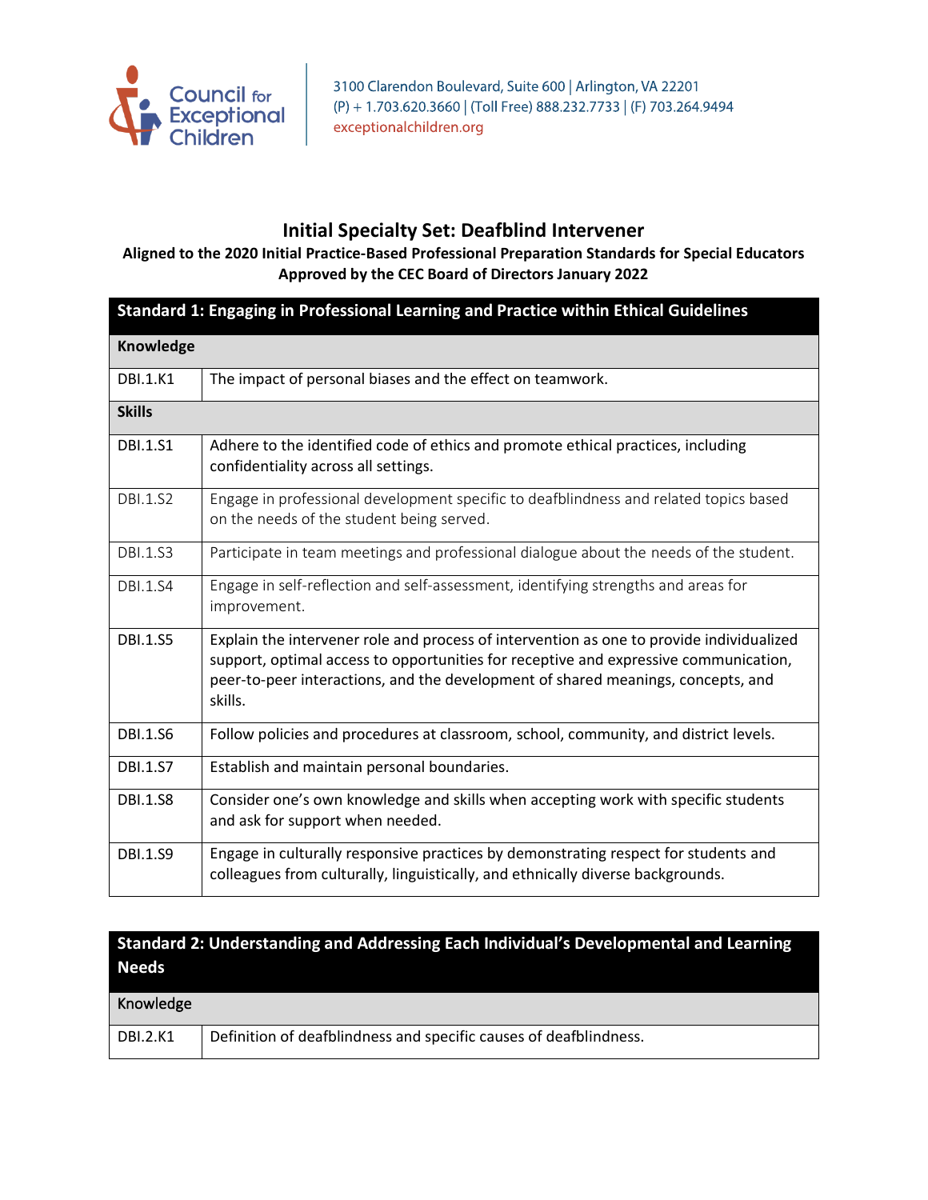Council for Exceptional Children

3100 Clarendon Boulevard, Suite 600 | Arlington, VA 22201
(P) + 1.703.620.3660 | (Toll Free) 888.232.7733 | (F) 703.264.9494
exceptionalchildren.org

# Initial Specialty Set: Deafblind Intervener

**Aligned to the 2020 Initial Practice-Based Professional Preparation Standards for Special Educators**
**Approved by the CEC Board of Directors January 2022**

| **Standard 1: Engaging in Professional Learning and Practice within Ethical Guidelines** | |
|---|---|
| **Knowledge** | |
| DBI.1.K1 | The impact of personal biases and the effect on teamwork. |
| **Skills** | |
| DBI.1.S1 | Adhere to the identified code of ethics and promote ethical practices, including confidentiality across all settings. |
| DBI.1.S2 | Engage in professional development specific to deafblindness and related topics based on the needs of the student being served. |
| DBI.1.S3 | Participate in team meetings and professional dialogue about the needs of the student. |
| DBI.1.S4 | Engage in self-reflection and self-assessment, identifying strengths and areas for improvement. |
| DBI.1.S5 | Explain the intervener role and process of intervention as one to provide individualized support, optimal access to opportunities for receptive and expressive communication, peer-to-peer interactions, and the development of shared meanings, concepts, and skills. |
| DBI.1.S6 | Follow policies and procedures at classroom, school, community, and district levels. |
| DBI.1.S7 | Establish and maintain personal boundaries. |
| DBI.1.S8 | Consider one's own knowledge and skills when accepting work with specific students and ask for support when needed. |
| DBI.1.S9 | Engage in culturally responsive practices by demonstrating respect for students and colleagues from culturally, linguistically, and ethnically diverse backgrounds. |

| **Standard 2: Understanding and Addressing Each Individual's Developmental and Learning Needs** | |
|---|---|
| Knowledge | |
| DBI.2.K1 | Definition of deafblindness and specific causes of deafblindness. |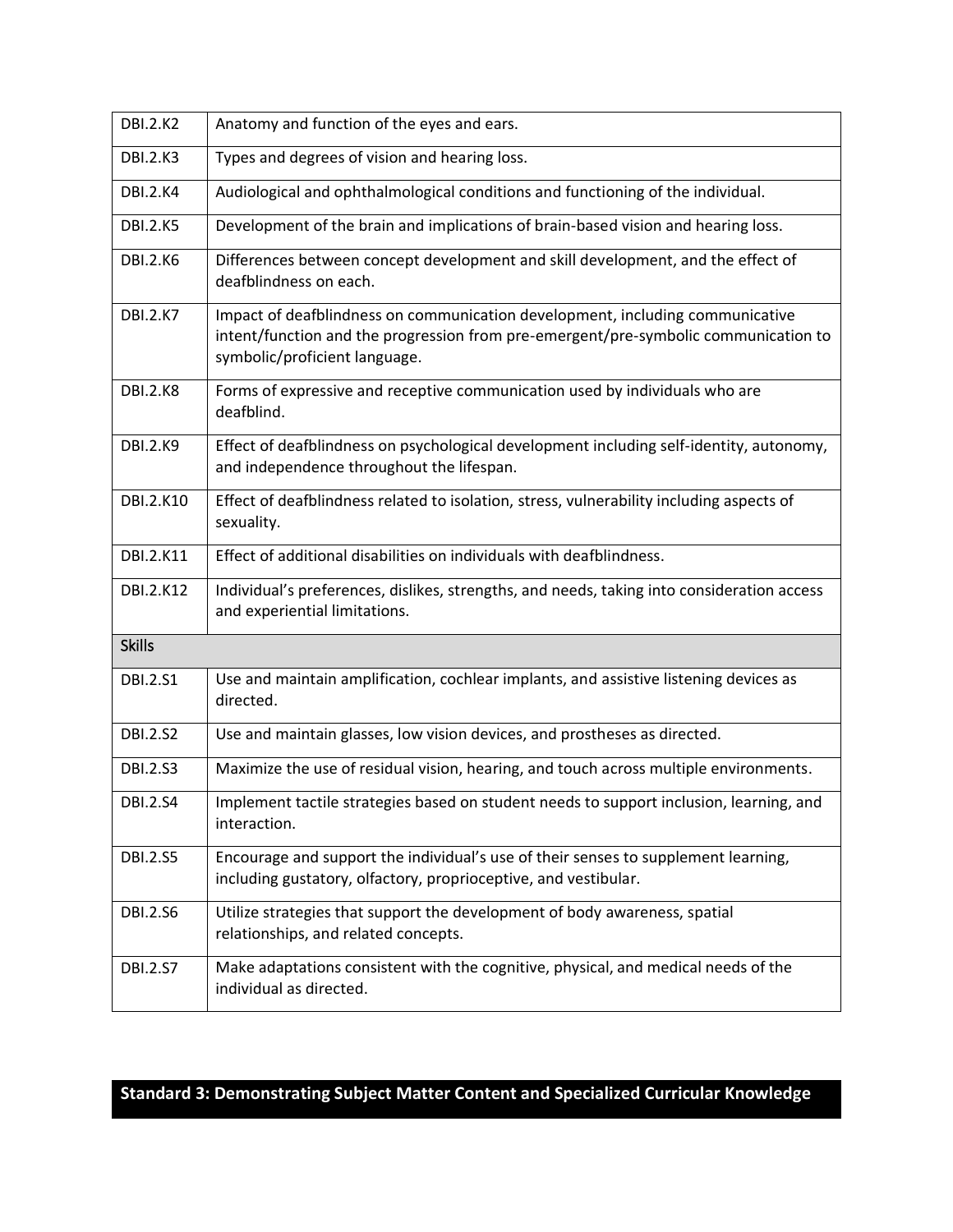| | |
|---|---|
| DBI.2.K2 | Anatomy and function of the eyes and ears. |
| DBI.2.K3 | Types and degrees of vision and hearing loss. |
| DBI.2.K4 | Audiological and ophthalmological conditions and functioning of the individual. |
| DBI.2.K5 | Development of the brain and implications of brain-based vision and hearing loss. |
| DBI.2.K6 | Differences between concept development and skill development, and the effect of deafblindness on each. |
| DBI.2.K7 | Impact of deafblindness on communication development, including communicative intent/function and the progression from pre-emergent/pre-symbolic communication to symbolic/proficient language. |
| DBI.2.K8 | Forms of expressive and receptive communication used by individuals who are deafblind. |
| DBI.2.K9 | Effect of deafblindness on psychological development including self-identity, autonomy, and independence throughout the lifespan. |
| DBI.2.K10 | Effect of deafblindness related to isolation, stress, vulnerability including aspects of sexuality. |
| DBI.2.K11 | Effect of additional disabilities on individuals with deafblindness. |
| DBI.2.K12 | Individual's preferences, dislikes, strengths, and needs, taking into consideration access and experiential limitations. |
| **Skills** | |
| DBI.2.S1 | Use and maintain amplification, cochlear implants, and assistive listening devices as directed. |
| DBI.2.S2 | Use and maintain glasses, low vision devices, and prostheses as directed. |
| DBI.2.S3 | Maximize the use of residual vision, hearing, and touch across multiple environments. |
| DBI.2.S4 | Implement tactile strategies based on student needs to support inclusion, learning, and interaction. |
| DBI.2.S5 | Encourage and support the individual's use of their senses to supplement learning, including gustatory, olfactory, proprioceptive, and vestibular. |
| DBI.2.S6 | Utilize strategies that support the development of body awareness, spatial relationships, and related concepts. |
| DBI.2.S7 | Make adaptations consistent with the cognitive, physical, and medical needs of the individual as directed. |

## Standard 3: Demonstrating Subject Matter Content and Specialized Curricular Knowledge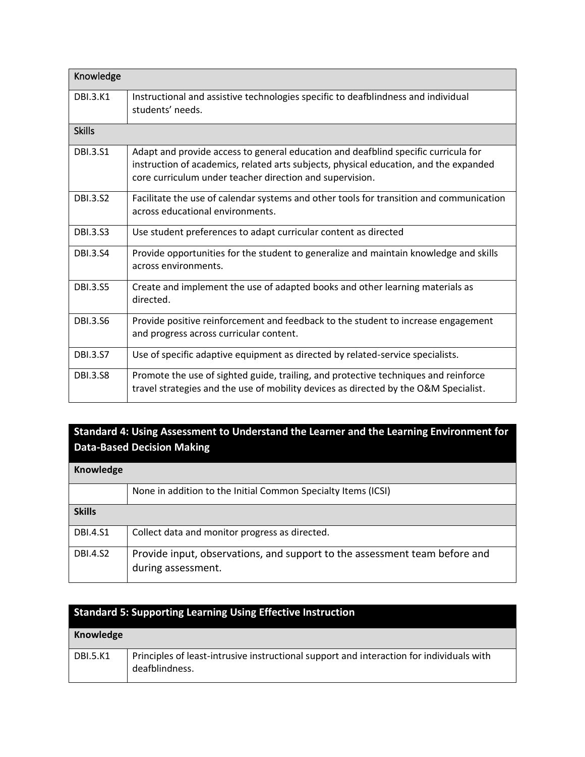| Knowledge | |
|---|---|
| DBI.3.K1 | Instructional and assistive technologies specific to deafblindness and individual students' needs. |
| **Skills** | |
| DBI.3.S1 | Adapt and provide access to general education and deafblind specific curricula for instruction of academics, related arts subjects, physical education, and the expanded core curriculum under teacher direction and supervision. |
| DBI.3.S2 | Facilitate the use of calendar systems and other tools for transition and communication across educational environments. |
| DBI.3.S3 | Use student preferences to adapt curricular content as directed |
| DBI.3.S4 | Provide opportunities for the student to generalize and maintain knowledge and skills across environments. |
| DBI.3.S5 | Create and implement the use of adapted books and other learning materials as directed. |
| DBI.3.S6 | Provide positive reinforcement and feedback to the student to increase engagement and progress across curricular content. |
| DBI.3.S7 | Use of specific adaptive equipment as directed by related-service specialists. |
| DBI.3.S8 | Promote the use of sighted guide, trailing, and protective techniques and reinforce travel strategies and the use of mobility devices as directed by the O&M Specialist. |

| **Standard 4: Using Assessment to Understand the Learner and the Learning Environment for Data-Based Decision Making** | |
|---|---|
| **Knowledge** | |
| | None in addition to the Initial Common Specialty Items (ICSI) |
| **Skills** | |
| DBI.4.S1 | Collect data and monitor progress as directed. |
| DBI.4.S2 | Provide input, observations, and support to the assessment team before and during assessment. |

| **Standard 5: Supporting Learning Using Effective Instruction** | |
|---|---|
| **Knowledge** | |
| DBI.5.K1 | Principles of least-intrusive instructional support and interaction for individuals with deafblindness. |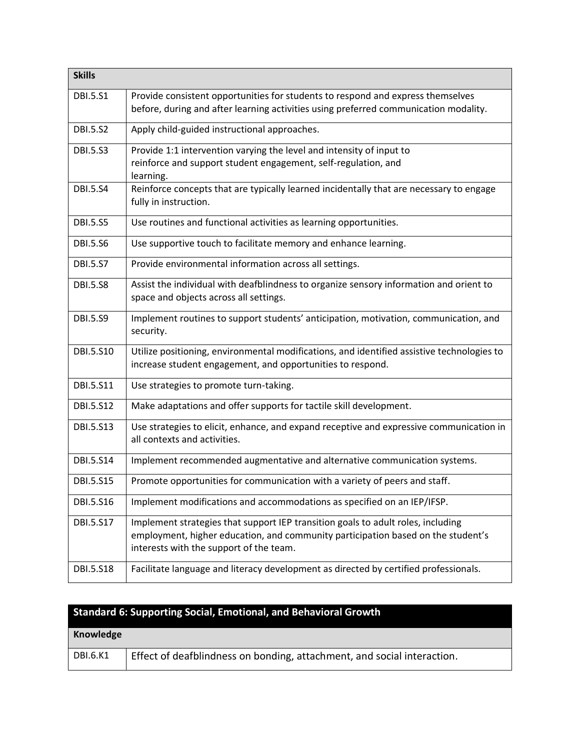| Skills | |
|---|---|
| DBI.5.S1 | Provide consistent opportunities for students to respond and express themselves before, during and after learning activities using preferred communication modality. |
| DBI.5.S2 | Apply child-guided instructional approaches. |
| DBI.5.S3 | Provide 1:1 intervention varying the level and intensity of input to reinforce and support student engagement, self-regulation, and learning. |
| DBI.5.S4 | Reinforce concepts that are typically learned incidentally that are necessary to engage fully in instruction. |
| DBI.5.S5 | Use routines and functional activities as learning opportunities. |
| DBI.5.S6 | Use supportive touch to facilitate memory and enhance learning. |
| DBI.5.S7 | Provide environmental information across all settings. |
| DBI.5.S8 | Assist the individual with deafblindness to organize sensory information and orient to space and objects across all settings. |
| DBI.5.S9 | Implement routines to support students' anticipation, motivation, communication, and security. |
| DBI.5.S10 | Utilize positioning, environmental modifications, and identified assistive technologies to increase student engagement, and opportunities to respond. |
| DBI.5.S11 | Use strategies to promote turn-taking. |
| DBI.5.S12 | Make adaptations and offer supports for tactile skill development. |
| DBI.5.S13 | Use strategies to elicit, enhance, and expand receptive and expressive communication in all contexts and activities. |
| DBI.5.S14 | Implement recommended augmentative and alternative communication systems. |
| DBI.5.S15 | Promote opportunities for communication with a variety of peers and staff. |
| DBI.5.S16 | Implement modifications and accommodations as specified on an IEP/IFSP. |
| DBI.5.S17 | Implement strategies that support IEP transition goals to adult roles, including employment, higher education, and community participation based on the student's interests with the support of the team. |
| DBI.5.S18 | Facilitate language and literacy development as directed by certified professionals. |

| Standard 6: Supporting Social, Emotional, and Behavioral Growth | |
|---|---|
| **Knowledge** | |
| DBI.6.K1 | Effect of deafblindness on bonding, attachment, and social interaction. |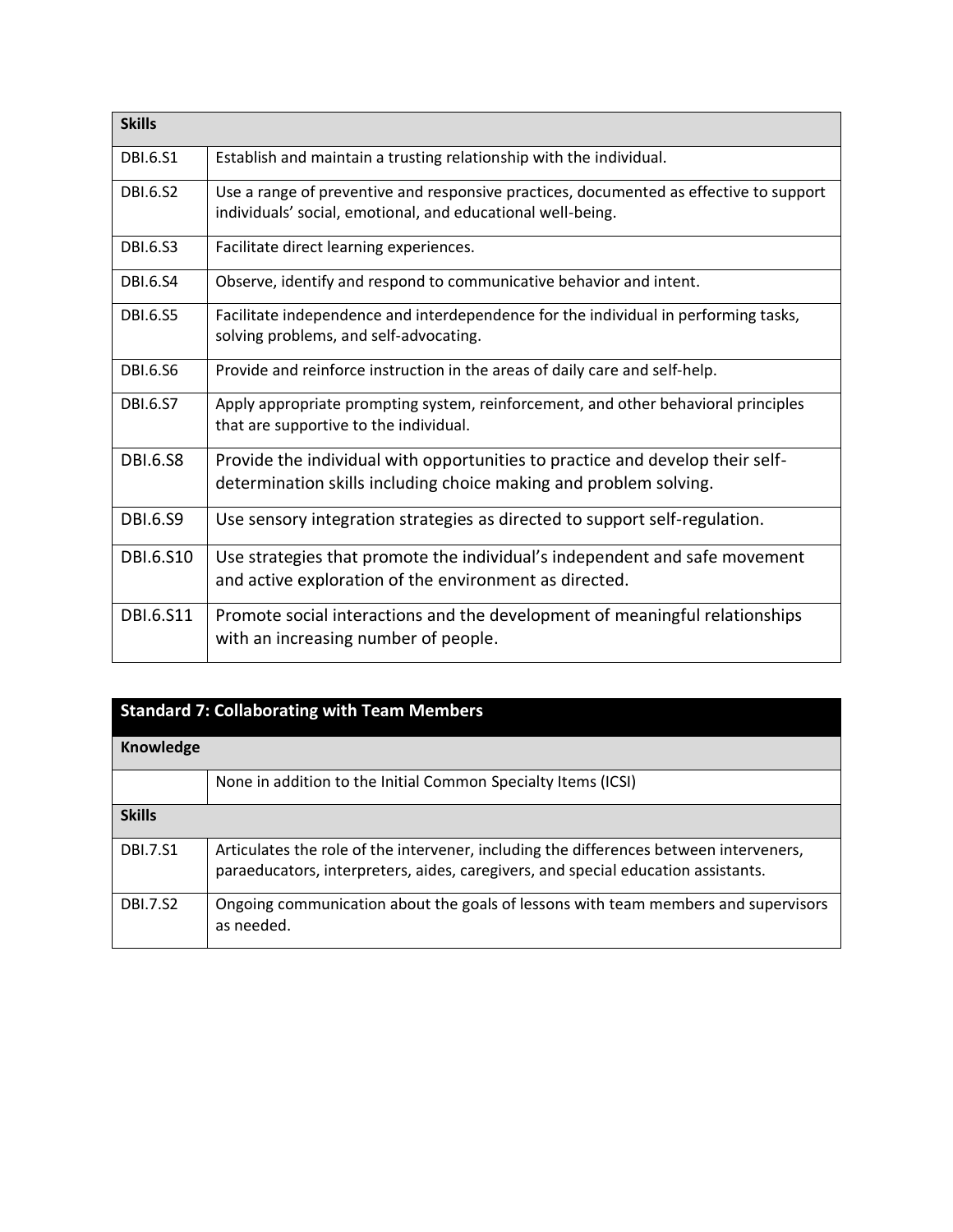| **Skills** | |
|---|---|
| DBI.6.S1 | Establish and maintain a trusting relationship with the individual. |
| DBI.6.S2 | Use a range of preventive and responsive practices, documented as effective to support individuals' social, emotional, and educational well-being. |
| DBI.6.S3 | Facilitate direct learning experiences. |
| DBI.6.S4 | Observe, identify and respond to communicative behavior and intent. |
| DBI.6.S5 | Facilitate independence and interdependence for the individual in performing tasks, solving problems, and self-advocating. |
| DBI.6.S6 | Provide and reinforce instruction in the areas of daily care and self-help. |
| DBI.6.S7 | Apply appropriate prompting system, reinforcement, and other behavioral principles that are supportive to the individual. |
| DBI.6.S8 | Provide the individual with opportunities to practice and develop their self-determination skills including choice making and problem solving. |
| DBI.6.S9 | Use sensory integration strategies as directed to support self-regulation. |
| DBI.6.S10 | Use strategies that promote the individual's independent and safe movement and active exploration of the environment as directed. |
| DBI.6.S11 | Promote social interactions and the development of meaningful relationships with an increasing number of people. |

| **Standard 7: Collaborating with Team Members** | |
|---|---|
| **Knowledge** | |
| | None in addition to the Initial Common Specialty Items (ICSI) |
| **Skills** | |
| DBI.7.S1 | Articulates the role of the intervener, including the differences between interveners, paraeducators, interpreters, aides, caregivers, and special education assistants. |
| DBI.7.S2 | Ongoing communication about the goals of lessons with team members and supervisors as needed. |